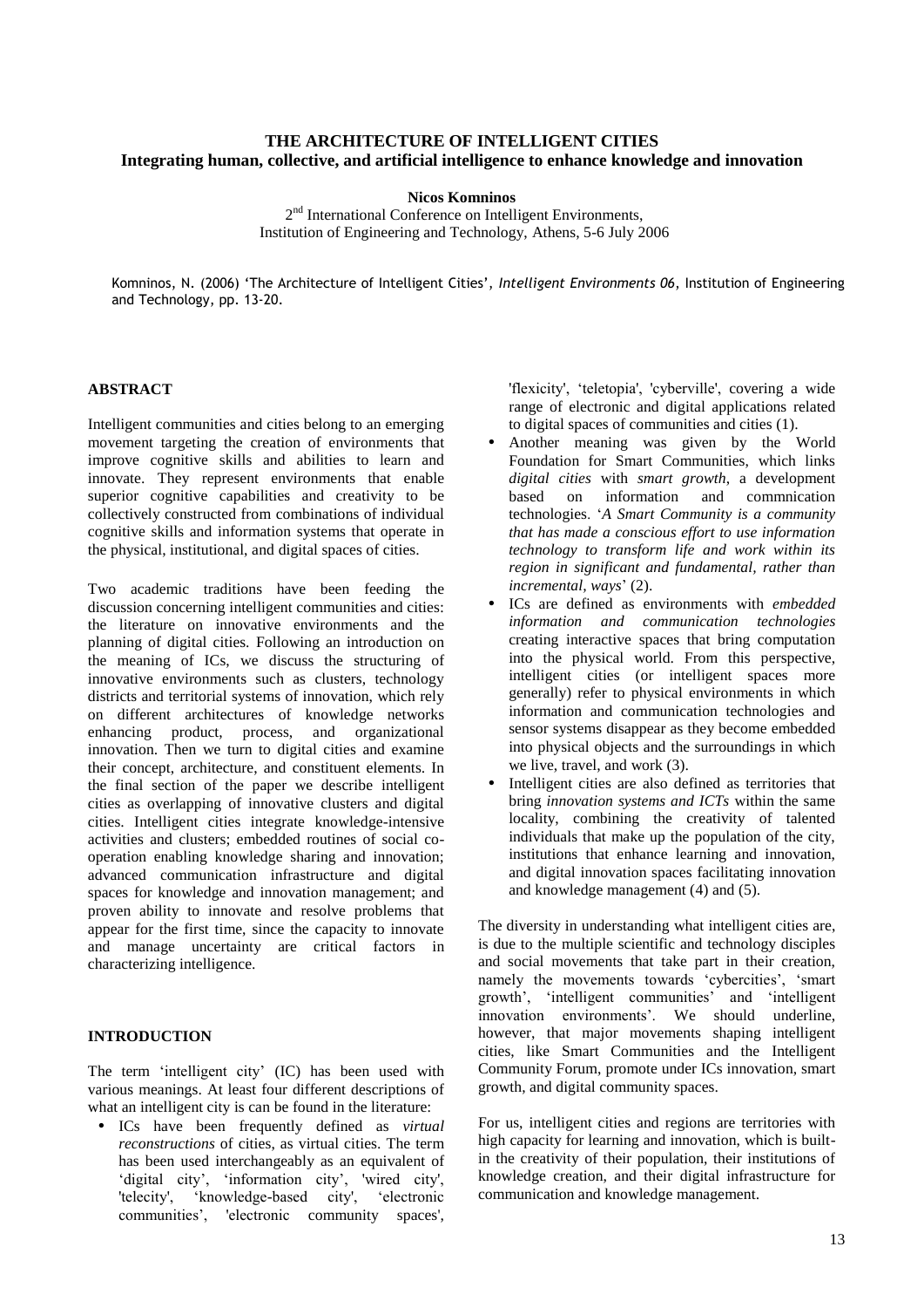# THE ARCHITECTURE OF INTELLIGENT CITIES
## Integrating human, collective, and artificial intelligence to enhance knowledge and innovation

**Nicos Komninos**

2nd International Conference on Intelligent Environments,
Institution of Engineering and Technology, Athens, 5-6 July 2006

Komninos, N. (2006) 'The Architecture of Intelligent Cities', *Intelligent Environments 06*, Institution of Engineering and Technology, pp. 13-20.

### ABSTRACT

Intelligent communities and cities belong to an emerging movement targeting the creation of environments that improve cognitive skills and abilities to learn and innovate. They represent environments that enable superior cognitive capabilities and creativity to be collectively constructed from combinations of individual cognitive skills and information systems that operate in the physical, institutional, and digital spaces of cities.

Two academic traditions have been feeding the discussion concerning intelligent communities and cities: the literature on innovative environments and the planning of digital cities. Following an introduction on the meaning of ICs, we discuss the structuring of innovative environments such as clusters, technology districts and territorial systems of innovation, which rely on different architectures of knowledge networks enhancing product, process, and organizational innovation. Then we turn to digital cities and examine their concept, architecture, and constituent elements. In the final section of the paper we describe intelligent cities as overlapping of innovative clusters and digital cities. Intelligent cities integrate knowledge-intensive activities and clusters; embedded routines of social co-operation enabling knowledge sharing and innovation; advanced communication infrastructure and digital spaces for knowledge and innovation management; and proven ability to innovate and resolve problems that appear for the first time, since the capacity to innovate and manage uncertainty are critical factors in characterizing intelligence.

### INTRODUCTION

The term 'intelligent city' (IC) has been used with various meanings. At least four different descriptions of what an intelligent city is can be found in the literature:

- ICs have been frequently defined as *virtual reconstructions* of cities, as virtual cities. The term has been used interchangeably as an equivalent of 'digital city', 'information city', 'wired city', 'telecity', 'knowledge-based city', 'electronic communities', 'electronic community spaces', 'flexicity', 'teletopia', 'cyberville', covering a wide range of electronic and digital applications related to digital spaces of communities and cities (1).
- Another meaning was given by the World Foundation for Smart Communities, which links *digital cities* with *smart growth*, a development based on information and commnication technologies. '*A Smart Community is a community that has made a conscious effort to use information technology to transform life and work within its region in significant and fundamental, rather than incremental, ways*' (2).
- ICs are defined as environments with *embedded information and communication technologies* creating interactive spaces that bring computation into the physical world. From this perspective, intelligent cities (or intelligent spaces more generally) refer to physical environments in which information and communication technologies and sensor systems disappear as they become embedded into physical objects and the surroundings in which we live, travel, and work (3).
- Intelligent cities are also defined as territories that bring *innovation systems and ICTs* within the same locality, combining the creativity of talented individuals that make up the population of the city, institutions that enhance learning and innovation, and digital innovation spaces facilitating innovation and knowledge management (4) and (5).

The diversity in understanding what intelligent cities are, is due to the multiple scientific and technology disciples and social movements that take part in their creation, namely the movements towards 'cybercities', 'smart growth', 'intelligent communities' and 'intelligent innovation environments'. We should underline, however, that major movements shaping intelligent cities, like Smart Communities and the Intelligent Community Forum, promote under ICs innovation, smart growth, and digital community spaces.

For us, intelligent cities and regions are territories with high capacity for learning and innovation, which is built-in the creativity of their population, their institutions of knowledge creation, and their digital infrastructure for communication and knowledge management.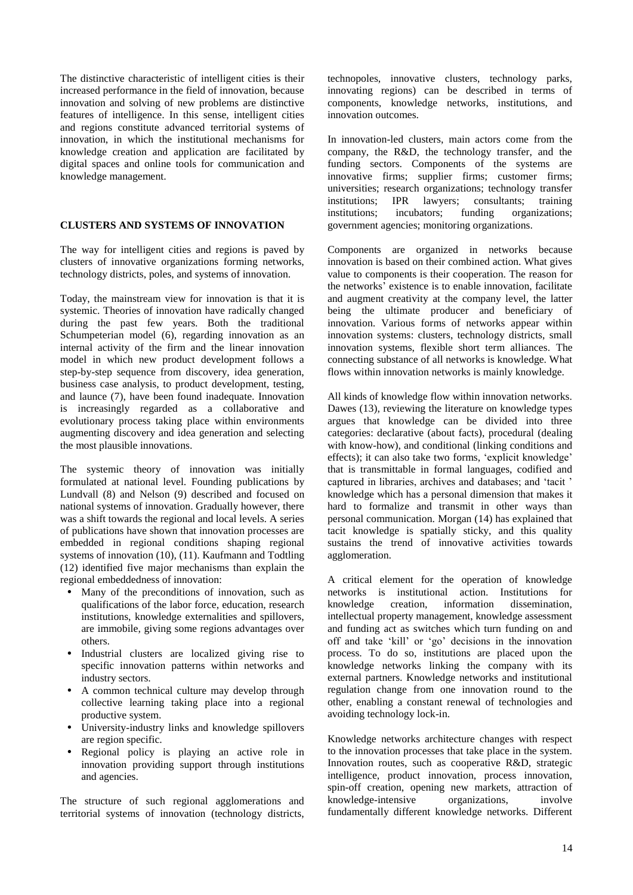The distinctive characteristic of intelligent cities is their increased performance in the field of innovation, because innovation and solving of new problems are distinctive features of intelligence. In this sense, intelligent cities and regions constitute advanced territorial systems of innovation, in which the institutional mechanisms for knowledge creation and application are facilitated by digital spaces and online tools for communication and knowledge management.

## CLUSTERS AND SYSTEMS OF INNOVATION

The way for intelligent cities and regions is paved by clusters of innovative organizations forming networks, technology districts, poles, and systems of innovation.

Today, the mainstream view for innovation is that it is systemic. Theories of innovation have radically changed during the past few years. Both the traditional Schumpeterian model (6), regarding innovation as an internal activity of the firm and the linear innovation model in which new product development follows a step-by-step sequence from discovery, idea generation, business case analysis, to product development, testing, and launce (7), have been found inadequate. Innovation is increasingly regarded as a collaborative and evolutionary process taking place within environments augmenting discovery and idea generation and selecting the most plausible innovations.

The systemic theory of innovation was initially formulated at national level. Founding publications by Lundvall (8) and Nelson (9) described and focused on national systems of innovation. Gradually however, there was a shift towards the regional and local levels. A series of publications have shown that innovation processes are embedded in regional conditions shaping regional systems of innovation (10), (11). Kaufmann and Todtling (12) identified five major mechanisms than explain the regional embeddedness of innovation:

- Many of the preconditions of innovation, such as qualifications of the labor force, education, research institutions, knowledge externalities and spillovers, are immobile, giving some regions advantages over others.
- Industrial clusters are localized giving rise to specific innovation patterns within networks and industry sectors.
- A common technical culture may develop through collective learning taking place into a regional productive system.
- University-industry links and knowledge spillovers are region specific.
- Regional policy is playing an active role in innovation providing support through institutions and agencies.

The structure of such regional agglomerations and territorial systems of innovation (technology districts, technopoles, innovative clusters, technology parks, innovating regions) can be described in terms of components, knowledge networks, institutions, and innovation outcomes.

In innovation-led clusters, main actors come from the company, the R&D, the technology transfer, and the funding sectors. Components of the systems are innovative firms; supplier firms; customer firms; universities; research organizations; technology transfer institutions; IPR lawyers; consultants; training institutions; incubators; funding organizations; government agencies; monitoring organizations.

Components are organized in networks because innovation is based on their combined action. What gives value to components is their cooperation. The reason for the networks' existence is to enable innovation, facilitate and augment creativity at the company level, the latter being the ultimate producer and beneficiary of innovation. Various forms of networks appear within innovation systems: clusters, technology districts, small innovation systems, flexible short term alliances. The connecting substance of all networks is knowledge. What flows within innovation networks is mainly knowledge.

All kinds of knowledge flow within innovation networks. Dawes (13), reviewing the literature on knowledge types argues that knowledge can be divided into three categories: declarative (about facts), procedural (dealing with know-how), and conditional (linking conditions and effects); it can also take two forms, 'explicit knowledge' that is transmittable in formal languages, codified and captured in libraries, archives and databases; and 'tacit ' knowledge which has a personal dimension that makes it hard to formalize and transmit in other ways than personal communication. Morgan (14) has explained that tacit knowledge is spatially sticky, and this quality sustains the trend of innovative activities towards agglomeration.

A critical element for the operation of knowledge networks is institutional action. Institutions for knowledge creation, information dissemination, intellectual property management, knowledge assessment and funding act as switches which turn funding on and off and take 'kill' or 'go' decisions in the innovation process. To do so, institutions are placed upon the knowledge networks linking the company with its external partners. Knowledge networks and institutional regulation change from one innovation round to the other, enabling a constant renewal of technologies and avoiding technology lock-in.

Knowledge networks architecture changes with respect to the innovation processes that take place in the system. Innovation routes, such as cooperative R&D, strategic intelligence, product innovation, process innovation, spin-off creation, opening new markets, attraction of knowledge-intensive organizations, involve fundamentally different knowledge networks. Different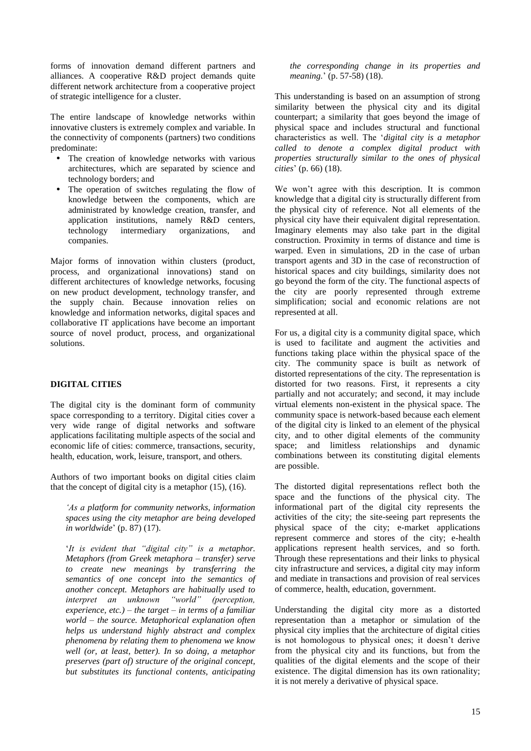forms of innovation demand different partners and alliances. A cooperative R&D project demands quite different network architecture from a cooperative project of strategic intelligence for a cluster.

The entire landscape of knowledge networks within innovative clusters is extremely complex and variable. In the connectivity of components (partners) two conditions predominate:

- The creation of knowledge networks with various architectures, which are separated by science and technology borders; and
- The operation of switches regulating the flow of knowledge between the components, which are administrated by knowledge creation, transfer, and application institutions, namely R&D centers, technology intermediary organizations, and companies.

Major forms of innovation within clusters (product, process, and organizational innovations) stand on different architectures of knowledge networks, focusing on new product development, technology transfer, and the supply chain. Because innovation relies on knowledge and information networks, digital spaces and collaborative IT applications have become an important source of novel product, process, and organizational solutions.

## DIGITAL CITIES

The digital city is the dominant form of community space corresponding to a territory. Digital cities cover a very wide range of digital networks and software applications facilitating multiple aspects of the social and economic life of cities: commerce, transactions, security, health, education, work, leisure, transport, and others.

Authors of two important books on digital cities claim that the concept of digital city is a metaphor (15), (16).

> *'As a platform for community networks, information spaces using the city metaphor are being developed in worldwide*' (p. 87) (17).

> '*It is evident that "digital city" is a metaphor. Metaphors (from Greek metaphora – transfer) serve to create new meanings by transferring the semantics of one concept into the semantics of another concept. Metaphors are habitually used to interpret an unknown "world" (perception, experience, etc.) – the target – in terms of a familiar world – the source. Metaphorical explanation often helps us understand highly abstract and complex phenomena by relating them to phenomena we know well (or, at least, better). In so doing, a metaphor preserves (part of) structure of the original concept, but substitutes its functional contents, anticipating the corresponding change in its properties and meaning.*' (p. 57-58) (18).

This understanding is based on an assumption of strong similarity between the physical city and its digital counterpart; a similarity that goes beyond the image of physical space and includes structural and functional characteristics as well. The '*digital city is a metaphor called to denote a complex digital product with properties structurally similar to the ones of physical cities*' (p. 66) (18).

We won't agree with this description. It is common knowledge that a digital city is structurally different from the physical city of reference. Not all elements of the physical city have their equivalent digital representation. Imaginary elements may also take part in the digital construction. Proximity in terms of distance and time is warped. Even in simulations, 2D in the case of urban transport agents and 3D in the case of reconstruction of historical spaces and city buildings, similarity does not go beyond the form of the city. The functional aspects of the city are poorly represented through extreme simplification; social and economic relations are not represented at all.

For us, a digital city is a community digital space, which is used to facilitate and augment the activities and functions taking place within the physical space of the city. The community space is built as network of distorted representations of the city. The representation is distorted for two reasons. First, it represents a city partially and not accurately; and second, it may include virtual elements non-existent in the physical space. The community space is network-based because each element of the digital city is linked to an element of the physical city, and to other digital elements of the community space; and limitless relationships and dynamic combinations between its constituting digital elements are possible.

The distorted digital representations reflect both the space and the functions of the physical city. The informational part of the digital city represents the activities of the city; the site-seeing part represents the physical space of the city; e-market applications represent commerce and stores of the city; e-health applications represent health services, and so forth. Through these representations and their links to physical city infrastructure and services, a digital city may inform and mediate in transactions and provision of real services of commerce, health, education, government.

Understanding the digital city more as a distorted representation than a metaphor or simulation of the physical city implies that the architecture of digital cities is not homologous to physical ones; it doesn't derive from the physical city and its functions, but from the qualities of the digital elements and the scope of their existence. The digital dimension has its own rationality; it is not merely a derivative of physical space.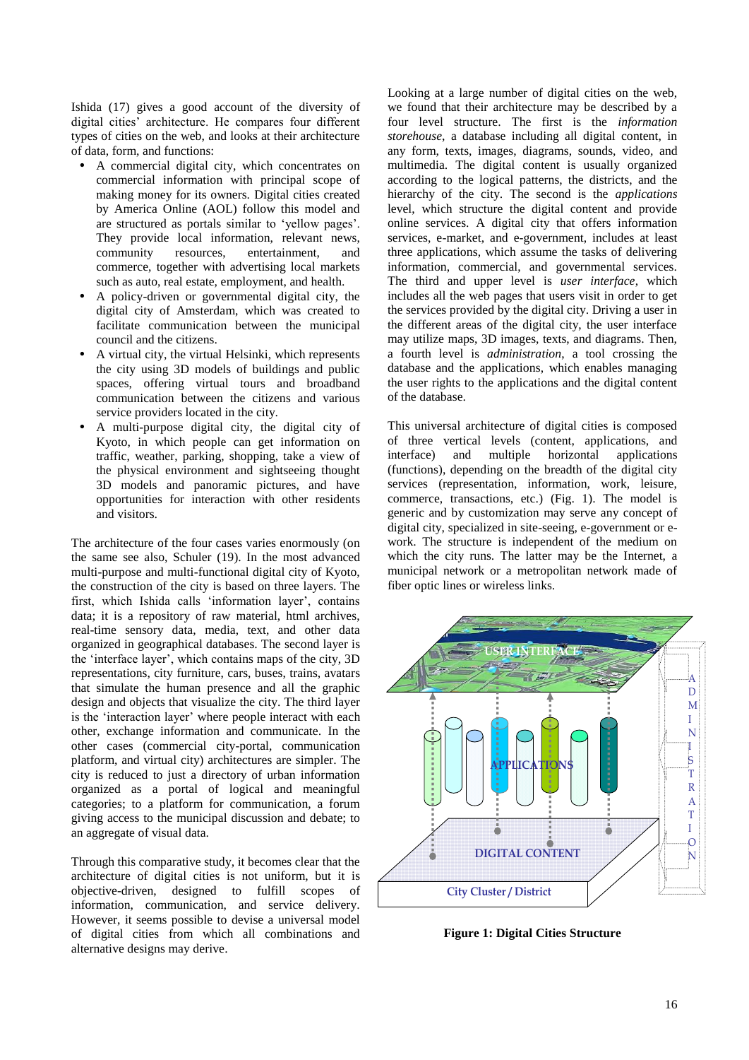Ishida (17) gives a good account of the diversity of digital cities' architecture. He compares four different types of cities on the web, and looks at their architecture of data, form, and functions:

- A commercial digital city, which concentrates on commercial information with principal scope of making money for its owners. Digital cities created by America Online (AOL) follow this model and are structured as portals similar to 'yellow pages'. They provide local information, relevant news, community resources, entertainment, and commerce, together with advertising local markets such as auto, real estate, employment, and health.
- A policy-driven or governmental digital city, the digital city of Amsterdam, which was created to facilitate communication between the municipal council and the citizens.
- A virtual city, the virtual Helsinki, which represents the city using 3D models of buildings and public spaces, offering virtual tours and broadband communication between the citizens and various service providers located in the city.
- A multi-purpose digital city, the digital city of Kyoto, in which people can get information on traffic, weather, parking, shopping, take a view of the physical environment and sightseeing thought 3D models and panoramic pictures, and have opportunities for interaction with other residents and visitors.

The architecture of the four cases varies enormously (on the same see also, Schuler (19). In the most advanced multi-purpose and multi-functional digital city of Kyoto, the construction of the city is based on three layers. The first, which Ishida calls 'information layer', contains data; it is a repository of raw material, html archives, real-time sensory data, media, text, and other data organized in geographical databases. The second layer is the 'interface layer', which contains maps of the city, 3D representations, city furniture, cars, buses, trains, avatars that simulate the human presence and all the graphic design and objects that visualize the city. The third layer is the 'interaction layer' where people interact with each other, exchange information and communicate. In the other cases (commercial city-portal, communication platform, and virtual city) architectures are simpler. The city is reduced to just a directory of urban information organized as a portal of logical and meaningful categories; to a platform for communication, a forum giving access to the municipal discussion and debate; to an aggregate of visual data.

Through this comparative study, it becomes clear that the architecture of digital cities is not uniform, but it is objective-driven, designed to fulfill scopes of information, communication, and service delivery. However, it seems possible to devise a universal model of digital cities from which all combinations and alternative designs may derive.

Looking at a large number of digital cities on the web, we found that their architecture may be described by a four level structure. The first is the *information storehouse*, a database including all digital content, in any form, texts, images, diagrams, sounds, video, and multimedia. The digital content is usually organized according to the logical patterns, the districts, and the hierarchy of the city. The second is the *applications* level, which structure the digital content and provide online services. A digital city that offers information services, e-market, and e-government, includes at least three applications, which assume the tasks of delivering information, commercial, and governmental services. The third and upper level is *user interface*, which includes all the web pages that users visit in order to get the services provided by the digital city. Driving a user in the different areas of the digital city, the user interface may utilize maps, 3D images, texts, and diagrams. Then, a fourth level is *administration*, a tool crossing the database and the applications, which enables managing the user rights to the applications and the digital content of the database.

This universal architecture of digital cities is composed of three vertical levels (content, applications, and interface) and multiple horizontal applications (functions), depending on the breadth of the digital city services (representation, information, work, leisure, commerce, transactions, etc.) (Fig. 1). The model is generic and by customization may serve any concept of digital city, specialized in site-seeing, e-government or e-work. The structure is independent of the medium on which the city runs. The latter may be the Internet, a municipal network or a metropolitan network made of fiber optic lines or wireless links.

USER INTERFACE

APPLICATIONS

DIGITAL CONTENT

City Cluster / District

ADMINISTRATION

**Figure 1: Digital Cities Structure**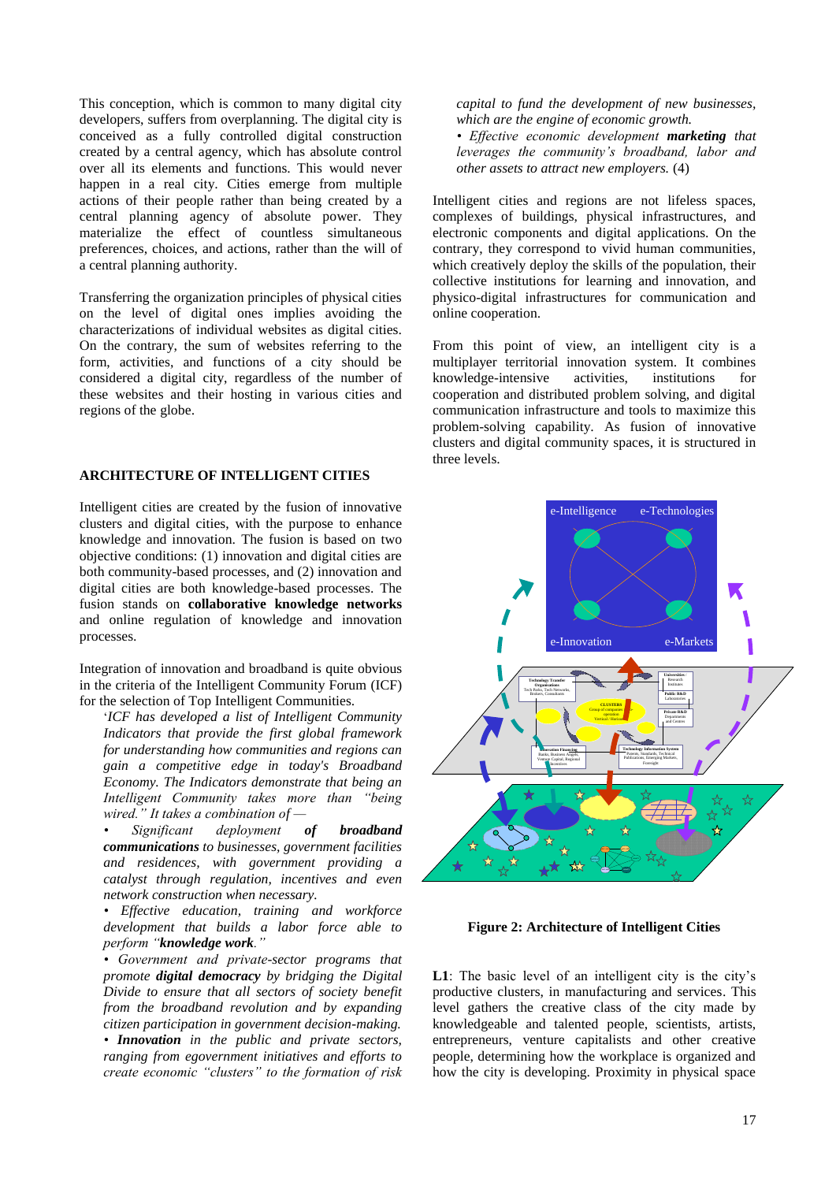This conception, which is common to many digital city developers, suffers from overplanning. The digital city is conceived as a fully controlled digital construction created by a central agency, which has absolute control over all its elements and functions. This would never happen in a real city. Cities emerge from multiple actions of their people rather than being created by a central planning agency of absolute power. They materialize the effect of countless simultaneous preferences, choices, and actions, rather than the will of a central planning authority.

Transferring the organization principles of physical cities on the level of digital ones implies avoiding the characterizations of individual websites as digital cities. On the contrary, the sum of websites referring to the form, activities, and functions of a city should be considered a digital city, regardless of the number of these websites and their hosting in various cities and regions of the globe.

## ARCHITECTURE OF INTELLIGENT CITIES

Intelligent cities are created by the fusion of innovative clusters and digital cities, with the purpose to enhance knowledge and innovation. The fusion is based on two objective conditions: (1) innovation and digital cities are both community-based processes, and (2) innovation and digital cities are both knowledge-based processes. The fusion stands on **collaborative knowledge networks** and online regulation of knowledge and innovation processes.

Integration of innovation and broadband is quite obvious in the criteria of the Intelligent Community Forum (ICF) for the selection of Top Intelligent Communities.

> *'ICF has developed a list of Intelligent Community Indicators that provide the first global framework for understanding how communities and regions can gain a competitive edge in today's Broadband Economy. The Indicators demonstrate that being an Intelligent Community takes more than "being wired." It takes a combination of —*
>
> *• Significant deployment **of broadband communications** to businesses, government facilities and residences, with government providing a catalyst through regulation, incentives and even network construction when necessary.*
>
> *• Effective education, training and workforce development that builds a labor force able to perform "**knowledge work**."*
>
> *• Government and private-sector programs that promote **digital democracy** by bridging the Digital Divide to ensure that all sectors of society benefit from the broadband revolution and by expanding citizen participation in government decision-making.*
>
> *• **Innovation** in the public and private sectors, ranging from egovernment initiatives and efforts to create economic "clusters" to the formation of risk capital to fund the development of new businesses, which are the engine of economic growth.*
>
> *• Effective economic development **marketing** that leverages the community's broadband, labor and other assets to attract new employers.* (4)

Intelligent cities and regions are not lifeless spaces, complexes of buildings, physical infrastructures, and electronic components and digital applications. On the contrary, they correspond to vivid human communities, which creatively deploy the skills of the population, their collective institutions for learning and innovation, and physico-digital infrastructures for communication and online cooperation.

From this point of view, an intelligent city is a multiplayer territorial innovation system. It combines knowledge-intensive activities, institutions for cooperation and distributed problem solving, and digital communication infrastructure and tools to maximize this problem-solving capability. As fusion of innovative clusters and digital community spaces, it is structured in three levels.

**Figure 2: Architecture of Intelligent Cities**

**L1**: The basic level of an intelligent city is the city's productive clusters, in manufacturing and services. This level gathers the creative class of the city made by knowledgeable and talented people, scientists, artists, entrepreneurs, venture capitalists and other creative people, determining how the workplace is organized and how the city is developing. Proximity in physical space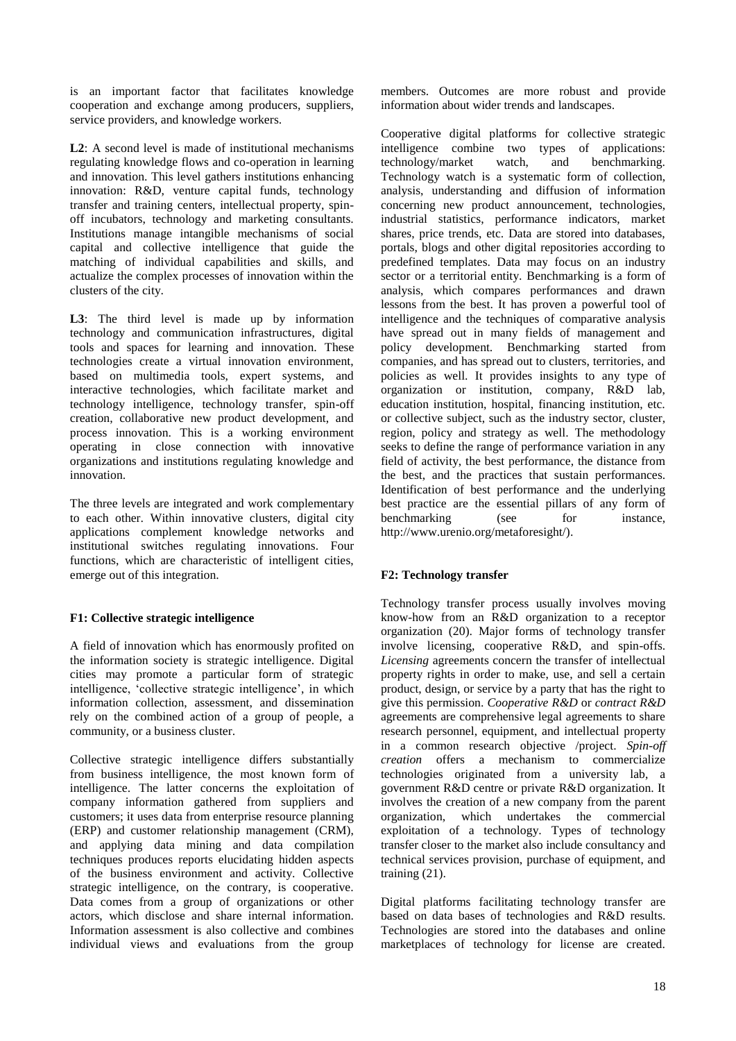is an important factor that facilitates knowledge cooperation and exchange among producers, suppliers, service providers, and knowledge workers.

**L2**: A second level is made of institutional mechanisms regulating knowledge flows and co-operation in learning and innovation. This level gathers institutions enhancing innovation: R&D, venture capital funds, technology transfer and training centers, intellectual property, spin-off incubators, technology and marketing consultants. Institutions manage intangible mechanisms of social capital and collective intelligence that guide the matching of individual capabilities and skills, and actualize the complex processes of innovation within the clusters of the city.

**L3**: The third level is made up by information technology and communication infrastructures, digital tools and spaces for learning and innovation. These technologies create a virtual innovation environment, based on multimedia tools, expert systems, and interactive technologies, which facilitate market and technology intelligence, technology transfer, spin-off creation, collaborative new product development, and process innovation. This is a working environment operating in close connection with innovative organizations and institutions regulating knowledge and innovation.

The three levels are integrated and work complementary to each other. Within innovative clusters, digital city applications complement knowledge networks and institutional switches regulating innovations. Four functions, which are characteristic of intelligent cities, emerge out of this integration.

**F1: Collective strategic intelligence**

A field of innovation which has enormously profited on the information society is strategic intelligence. Digital cities may promote a particular form of strategic intelligence, 'collective strategic intelligence', in which information collection, assessment, and dissemination rely on the combined action of a group of people, a community, or a business cluster.

Collective strategic intelligence differs substantially from business intelligence, the most known form of intelligence. The latter concerns the exploitation of company information gathered from suppliers and customers; it uses data from enterprise resource planning (ERP) and customer relationship management (CRM), and applying data mining and data compilation techniques produces reports elucidating hidden aspects of the business environment and activity. Collective strategic intelligence, on the contrary, is cooperative. Data comes from a group of organizations or other actors, which disclose and share internal information. Information assessment is also collective and combines individual views and evaluations from the group members. Outcomes are more robust and provide information about wider trends and landscapes.

Cooperative digital platforms for collective strategic intelligence combine two types of applications: technology/market watch, and benchmarking. Technology watch is a systematic form of collection, analysis, understanding and diffusion of information concerning new product announcement, technologies, industrial statistics, performance indicators, market shares, price trends, etc. Data are stored into databases, portals, blogs and other digital repositories according to predefined templates. Data may focus on an industry sector or a territorial entity. Benchmarking is a form of analysis, which compares performances and drawn lessons from the best. It has proven a powerful tool of intelligence and the techniques of comparative analysis have spread out in many fields of management and policy development. Benchmarking started from companies, and has spread out to clusters, territories, and policies as well. It provides insights to any type of organization or institution, company, R&D lab, education institution, hospital, financing institution, etc. or collective subject, such as the industry sector, cluster, region, policy and strategy as well. The methodology seeks to define the range of performance variation in any field of activity, the best performance, the distance from the best, and the practices that sustain performances. Identification of best performance and the underlying best practice are the essential pillars of any form of benchmarking (see for instance, http://www.urenio.org/metaforesight/).

**F2: Technology transfer**

Technology transfer process usually involves moving know-how from an R&D organization to a receptor organization (20). Major forms of technology transfer involve licensing, cooperative R&D, and spin-offs. *Licensing* agreements concern the transfer of intellectual property rights in order to make, use, and sell a certain product, design, or service by a party that has the right to give this permission. *Cooperative R&D* or *contract R&D* agreements are comprehensive legal agreements to share research personnel, equipment, and intellectual property in a common research objective /project. *Spin-off creation* offers a mechanism to commercialize technologies originated from a university lab, a government R&D centre or private R&D organization. It involves the creation of a new company from the parent organization, which undertakes the commercial exploitation of a technology. Types of technology transfer closer to the market also include consultancy and technical services provision, purchase of equipment, and training (21).

Digital platforms facilitating technology transfer are based on data bases of technologies and R&D results. Technologies are stored into the databases and online marketplaces of technology for license are created.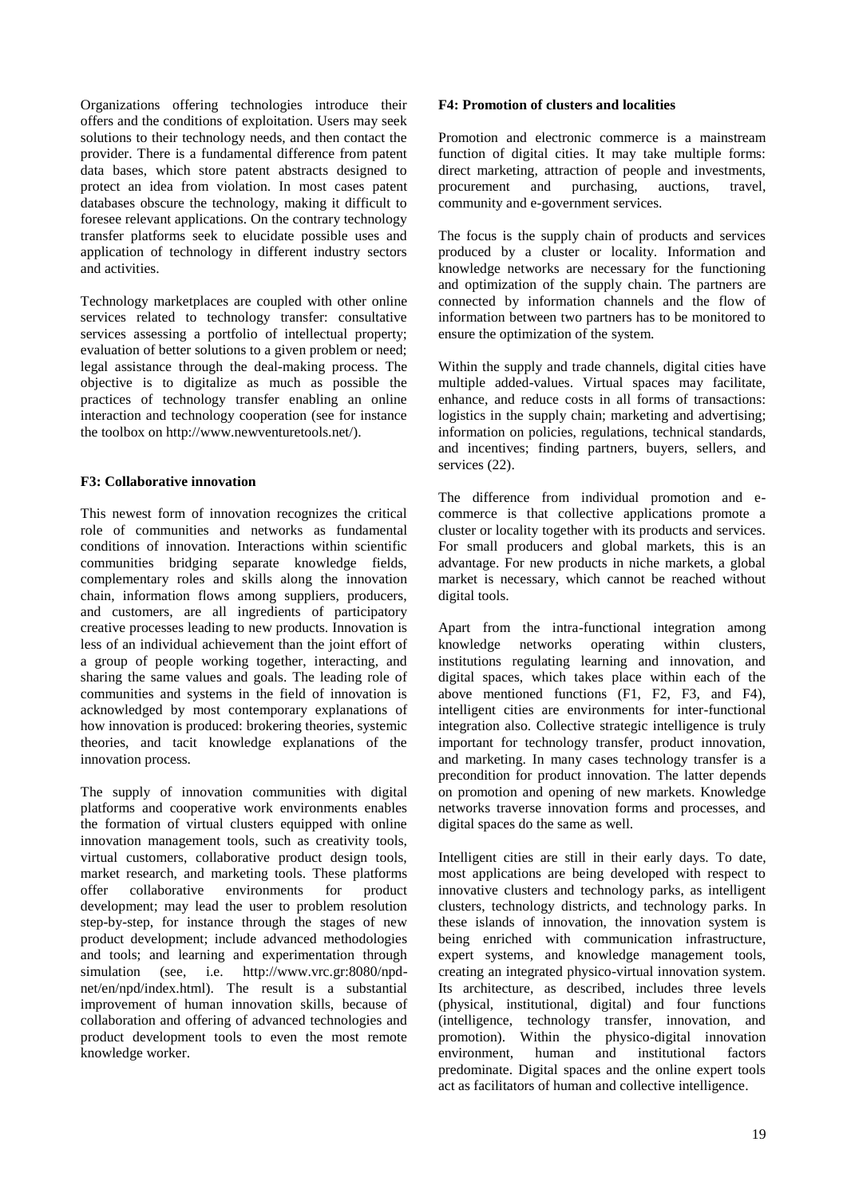Organizations offering technologies introduce their offers and the conditions of exploitation. Users may seek solutions to their technology needs, and then contact the provider. There is a fundamental difference from patent data bases, which store patent abstracts designed to protect an idea from violation. In most cases patent databases obscure the technology, making it difficult to foresee relevant applications. On the contrary technology transfer platforms seek to elucidate possible uses and application of technology in different industry sectors and activities.

Technology marketplaces are coupled with other online services related to technology transfer: consultative services assessing a portfolio of intellectual property; evaluation of better solutions to a given problem or need; legal assistance through the deal-making process. The objective is to digitalize as much as possible the practices of technology transfer enabling an online interaction and technology cooperation (see for instance the toolbox on http://www.newventuretools.net/).

**F3: Collaborative innovation**

This newest form of innovation recognizes the critical role of communities and networks as fundamental conditions of innovation. Interactions within scientific communities bridging separate knowledge fields, complementary roles and skills along the innovation chain, information flows among suppliers, producers, and customers, are all ingredients of participatory creative processes leading to new products. Innovation is less of an individual achievement than the joint effort of a group of people working together, interacting, and sharing the same values and goals. The leading role of communities and systems in the field of innovation is acknowledged by most contemporary explanations of how innovation is produced: brokering theories, systemic theories, and tacit knowledge explanations of the innovation process.

The supply of innovation communities with digital platforms and cooperative work environments enables the formation of virtual clusters equipped with online innovation management tools, such as creativity tools, virtual customers, collaborative product design tools, market research, and marketing tools. These platforms offer collaborative environments for product development; may lead the user to problem resolution step-by-step, for instance through the stages of new product development; include advanced methodologies and tools; and learning and experimentation through simulation (see, i.e. http://www.vrc.gr:8080/npd-net/en/npd/index.html). The result is a substantial improvement of human innovation skills, because of collaboration and offering of advanced technologies and product development tools to even the most remote knowledge worker.

**F4: Promotion of clusters and localities**

Promotion and electronic commerce is a mainstream function of digital cities. It may take multiple forms: direct marketing, attraction of people and investments, procurement and purchasing, auctions, travel, community and e-government services.

The focus is the supply chain of products and services produced by a cluster or locality. Information and knowledge networks are necessary for the functioning and optimization of the supply chain. The partners are connected by information channels and the flow of information between two partners has to be monitored to ensure the optimization of the system.

Within the supply and trade channels, digital cities have multiple added-values. Virtual spaces may facilitate, enhance, and reduce costs in all forms of transactions: logistics in the supply chain; marketing and advertising; information on policies, regulations, technical standards, and incentives; finding partners, buyers, sellers, and services (22).

The difference from individual promotion and e-commerce is that collective applications promote a cluster or locality together with its products and services. For small producers and global markets, this is an advantage. For new products in niche markets, a global market is necessary, which cannot be reached without digital tools.

Apart from the intra-functional integration among knowledge networks operating within clusters, institutions regulating learning and innovation, and digital spaces, which takes place within each of the above mentioned functions (F1, F2, F3, and F4), intelligent cities are environments for inter-functional integration also. Collective strategic intelligence is truly important for technology transfer, product innovation, and marketing. In many cases technology transfer is a precondition for product innovation. The latter depends on promotion and opening of new markets. Knowledge networks traverse innovation forms and processes, and digital spaces do the same as well.

Intelligent cities are still in their early days. To date, most applications are being developed with respect to innovative clusters and technology parks, as intelligent clusters, technology districts, and technology parks. In these islands of innovation, the innovation system is being enriched with communication infrastructure, expert systems, and knowledge management tools, creating an integrated physico-virtual innovation system. Its architecture, as described, includes three levels (physical, institutional, digital) and four functions (intelligence, technology transfer, innovation, and promotion). Within the physico-digital innovation environment, human and institutional factors predominate. Digital spaces and the online expert tools act as facilitators of human and collective intelligence.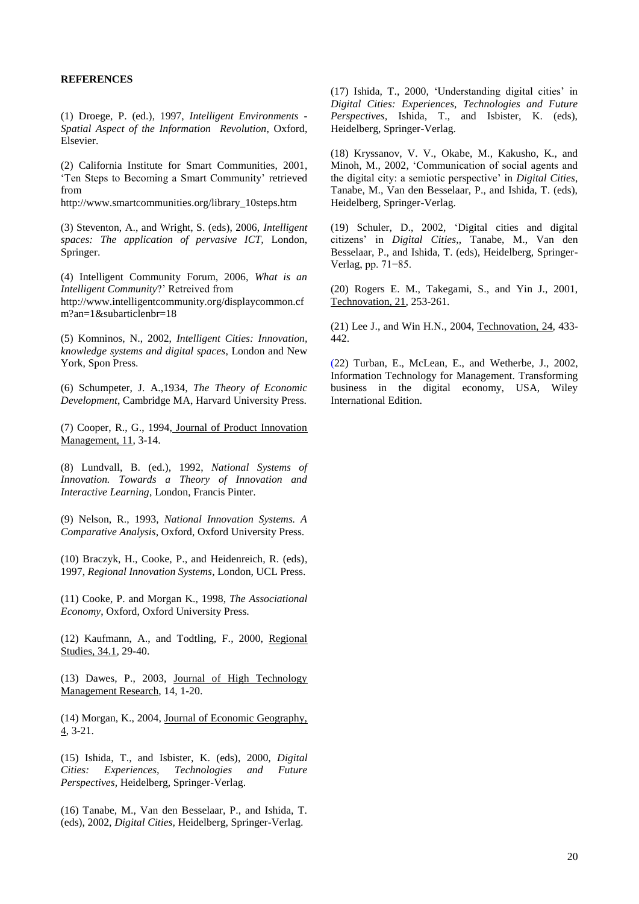**REFERENCES**

(1) Droege, P. (ed.), 1997, *Intelligent Environments - Spatial Aspect of the Information Revolution*, Oxford, Elsevier.

(2) California Institute for Smart Communities, 2001, 'Ten Steps to Becoming a Smart Community' retrieved from
http://www.smartcommunities.org/library_10steps.htm

(3) Steventon, A., and Wright, S. (eds), 2006, *Intelligent spaces: The application of pervasive ICT*, London, Springer.

(4) Intelligent Community Forum, 2006, *What is an Intelligent Community*?' Retreived from
http://www.intelligentcommunity.org/displaycommon.cfm?an=1&subarticlenbr=18

(5) Komninos, N., 2002, *Intelligent Cities: Innovation, knowledge systems and digital spaces*, London and New York, Spon Press.

(6) Schumpeter, J. A.,1934, *The Theory of Economic Development*, Cambridge MA, Harvard University Press.

(7) Cooper, R., G., 1994, Journal of Product Innovation Management, 11, 3-14.

(8) Lundvall, B. (ed.), 1992, *National Systems of Innovation. Towards a Theory of Innovation and Interactive Learning*, London, Francis Pinter.

(9) Nelson, R., 1993, *National Innovation Systems. A Comparative Analysis*, Oxford, Oxford University Press.

(10) Braczyk, H., Cooke, P., and Heidenreich, R. (eds), 1997, *Regional Innovation Systems*, London, UCL Press.

(11) Cooke, P. and Morgan K., 1998, *The Associational Economy*, Oxford, Oxford University Press.

(12) Kaufmann, A., and Todtling, F., 2000, Regional Studies, 34.1, 29-40.

(13) Dawes, P., 2003, Journal of High Technology Management Research, 14, 1-20.

(14) Morgan, K., 2004, Journal of Economic Geography, 4, 3-21.

(15) Ishida, T., and Isbister, K. (eds), 2000, *Digital Cities: Experiences, Technologies and Future Perspectives*, Heidelberg, Springer-Verlag.

(16) Tanabe, M., Van den Besselaar, P., and Ishida, T. (eds), 2002, *Digital Cities*, Heidelberg, Springer-Verlag.

(17) Ishida, T., 2000, 'Understanding digital cities' in *Digital Cities: Experiences, Technologies and Future Perspectives*, Ishida, T., and Isbister, K. (eds), Heidelberg, Springer-Verlag.

(18) Kryssanov, V. V., Okabe, M., Kakusho, K., and Minoh, M., 2002, 'Communication of social agents and the digital city: a semiotic perspective' in *Digital Cities*, Tanabe, M., Van den Besselaar, P., and Ishida, T. (eds), Heidelberg, Springer-Verlag.

(19) Schuler, D., 2002, 'Digital cities and digital citizens' in *Digital Cities*,, Tanabe, M., Van den Besselaar, P., and Ishida, T. (eds), Heidelberg, Springer-Verlag, pp. 71−85.

(20) Rogers E. M., Takegami, S., and Yin J., 2001, Technovation, 21, 253-261.

(21) Lee J., and Win H.N., 2004, Technovation, 24, 433-442.

(22) Turban, E., McLean, E., and Wetherbe, J., 2002, Information Technology for Management. Transforming business in the digital economy, USA, Wiley International Edition.